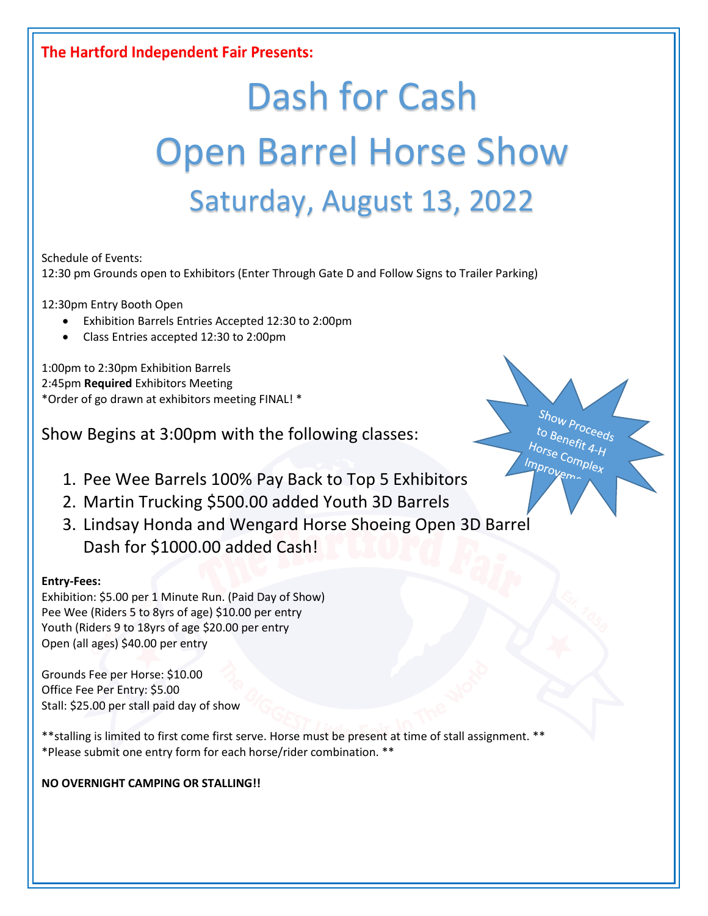**The Hartford Independent Fair Presents:**

# Dash for Cash
# Open Barrel Horse Show
## Saturday, August 13, 2022

Schedule of Events:
12:30 pm Grounds open to Exhibitors (Enter Through Gate D and Follow Signs to Trailer Parking)

12:30pm Entry Booth Open
- Exhibition Barrels Entries Accepted 12:30 to 2:00pm
- Class Entries accepted 12:30 to 2:00pm

1:00pm to 2:30pm Exhibition Barrels
2:45pm **Required** Exhibitors Meeting
*Order of go drawn at exhibitors meeting FINAL! *

Show Proceeds to Benefit 4-H Horse Complex Improvement

Show Begins at 3:00pm with the following classes:

1. Pee Wee Barrels 100% Pay Back to Top 5 Exhibitors
2. Martin Trucking $500.00 added Youth 3D Barrels
3. Lindsay Honda and Wengard Horse Shoeing Open 3D Barrel Dash for $1000.00 added Cash!

**Entry-Fees:**
Exhibition: $5.00 per 1 Minute Run. (Paid Day of Show)
Pee Wee (Riders 5 to 8yrs of age) $10.00 per entry
Youth (Riders 9 to 18yrs of age $20.00 per entry
Open (all ages) $40.00 per entry

Grounds Fee per Horse: $10.00
Office Fee Per Entry: $5.00
Stall: $25.00 per stall paid day of show

**stalling is limited to first come first serve. Horse must be present at time of stall assignment. **
*Please submit one entry form for each horse/rider combination. **

**NO OVERNIGHT CAMPING OR STALLING!!**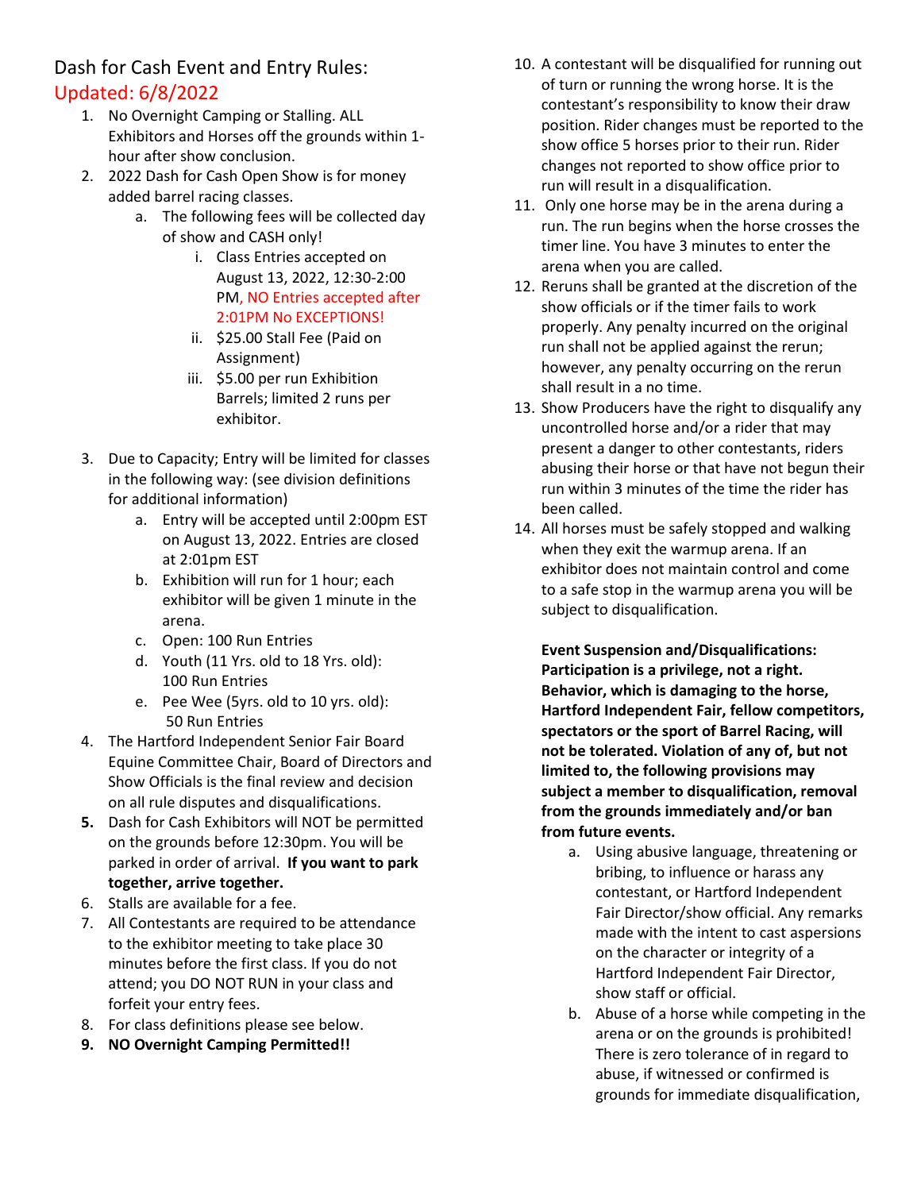# Dash for Cash Event and Entry Rules:

## Updated: 6/8/2022

1. No Overnight Camping or Stalling. ALL Exhibitors and Horses off the grounds within 1-hour after show conclusion.
2. 2022 Dash for Cash Open Show is for money added barrel racing classes.
    a. The following fees will be collected day of show and CASH only!
        i. Class Entries accepted on August 13, 2022, 12:30-2:00 PM, NO Entries accepted after 2:01PM No EXCEPTIONS!
        ii. $25.00 Stall Fee (Paid on Assignment)
        iii. $5.00 per run Exhibition Barrels; limited 2 runs per exhibitor.
3. Due to Capacity; Entry will be limited for classes in the following way: (see division definitions for additional information)
    a. Entry will be accepted until 2:00pm EST on August 13, 2022. Entries are closed at 2:01pm EST
    b. Exhibition will run for 1 hour; each exhibitor will be given 1 minute in the arena.
    c. Open: 100 Run Entries
    d. Youth (11 Yrs. old to 18 Yrs. old): 100 Run Entries
    e. Pee Wee (5yrs. old to 10 yrs. old): 50 Run Entries
4. The Hartford Independent Senior Fair Board Equine Committee Chair, Board of Directors and Show Officials is the final review and decision on all rule disputes and disqualifications.
5. Dash for Cash Exhibitors will NOT be permitted on the grounds before 12:30pm. You will be parked in order of arrival. **If you want to park together, arrive together.**
6. Stalls are available for a fee.
7. All Contestants are required to be attendance to the exhibitor meeting to take place 30 minutes before the first class. If you do not attend; you DO NOT RUN in your class and forfeit your entry fees.
8. For class definitions please see below.
9. **NO Overnight Camping Permitted!!**
10. A contestant will be disqualified for running out of turn or running the wrong horse. It is the contestant's responsibility to know their draw position. Rider changes must be reported to the show office 5 horses prior to their run. Rider changes not reported to show office prior to run will result in a disqualification.
11. Only one horse may be in the arena during a run. The run begins when the horse crosses the timer line. You have 3 minutes to enter the arena when you are called.
12. Reruns shall be granted at the discretion of the show officials or if the timer fails to work properly. Any penalty incurred on the original run shall not be applied against the rerun; however, any penalty occurring on the rerun shall result in a no time.
13. Show Producers have the right to disqualify any uncontrolled horse and/or a rider that may present a danger to other contestants, riders abusing their horse or that have not begun their run within 3 minutes of the time the rider has been called.
14. All horses must be safely stopped and walking when they exit the warmup arena. If an exhibitor does not maintain control and come to a safe stop in the warmup arena you will be subject to disqualification.

**Event Suspension and/or Disqualifications: Participation is a privilege, not a right. Behavior, which is damaging to the horse, Hartford Independent Fair, fellow competitors, spectators or the sport of Barrel Racing, will not be tolerated. Violation of any of, but not limited to, the following provisions may subject a member to disqualification, removal from the grounds immediately and/or ban from future events.**

a. Using abusive language, threatening or bribing, to influence or harass any contestant, or Hartford Independent Fair Director/show official. Any remarks made with the intent to cast aspersions on the character or integrity of a Hartford Independent Fair Director, show staff or official.
b. Abuse of a horse while competing in the arena or on the grounds is prohibited! There is zero tolerance of in regard to abuse, if witnessed or confirmed is grounds for immediate disqualification,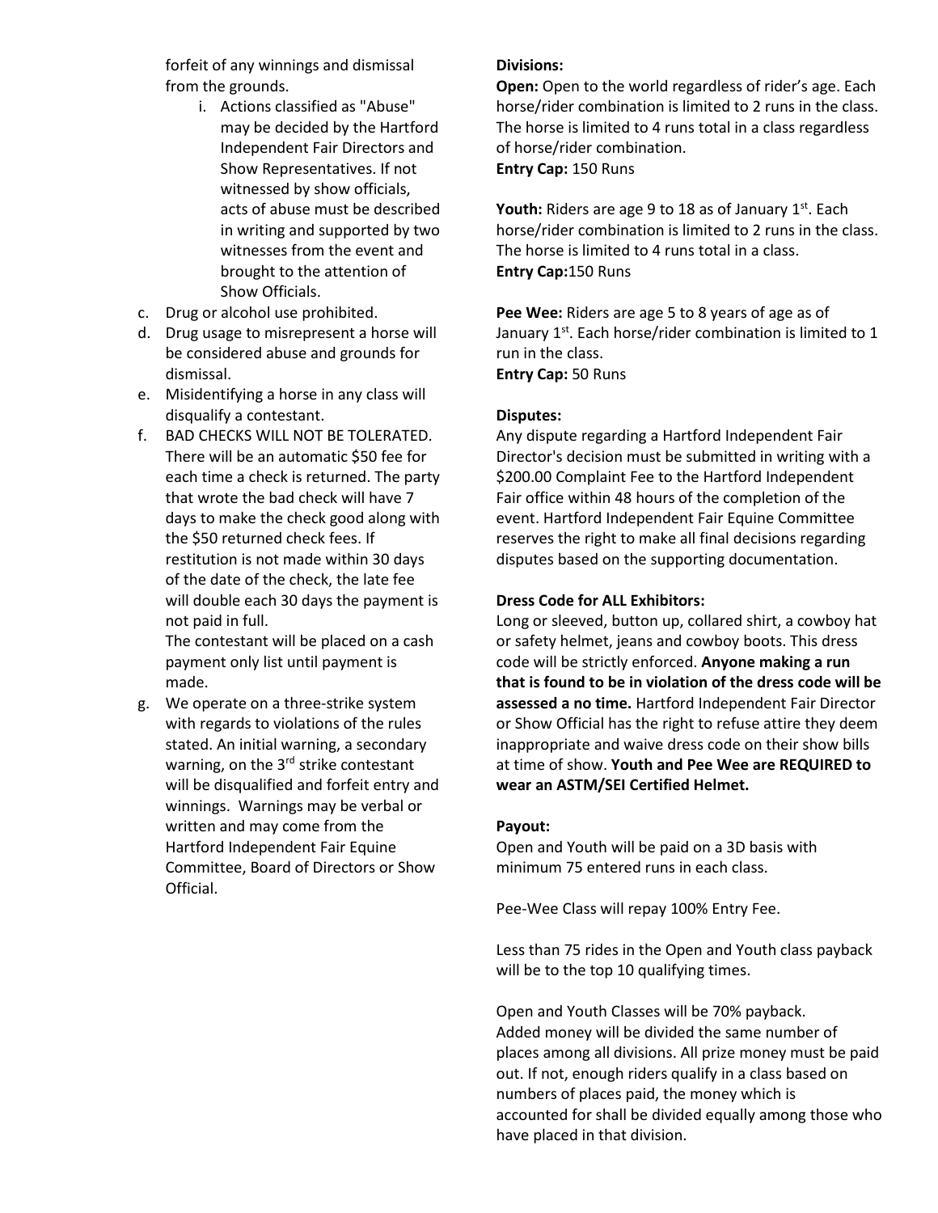forfeit of any winnings and dismissal from the grounds.

   i. Actions classified as "Abuse" may be decided by the Hartford Independent Fair Directors and Show Representatives. If not witnessed by show officials, acts of abuse must be described in writing and supported by two witnesses from the event and brought to the attention of Show Officials.

c. Drug or alcohol use prohibited.
d. Drug usage to misrepresent a horse will be considered abuse and grounds for dismissal.
e. Misidentifying a horse in any class will disqualify a contestant.
f. BAD CHECKS WILL NOT BE TOLERATED. There will be an automatic $50 fee for each time a check is returned. The party that wrote the bad check will have 7 days to make the check good along with the $50 returned check fees. If restitution is not made within 30 days of the date of the check, the late fee will double each 30 days the payment is not paid in full.
   The contestant will be placed on a cash payment only list until payment is made.
g. We operate on a three-strike system with regards to violations of the rules stated. An initial warning, a secondary warning, on the 3rd strike contestant will be disqualified and forfeit entry and winnings. Warnings may be verbal or written and may come from the Hartford Independent Fair Equine Committee, Board of Directors or Show Official.

**Divisions:**

**Open:** Open to the world regardless of rider's age. Each horse/rider combination is limited to 2 runs in the class. The horse is limited to 4 runs total in a class regardless of horse/rider combination.
**Entry Cap:** 150 Runs

**Youth:** Riders are age 9 to 18 as of January 1st. Each horse/rider combination is limited to 2 runs in the class. The horse is limited to 4 runs total in a class.
**Entry Cap:**150 Runs

**Pee Wee:** Riders are age 5 to 8 years of age as of January 1st. Each horse/rider combination is limited to 1 run in the class.
**Entry Cap:** 50 Runs

**Disputes:**

Any dispute regarding a Hartford Independent Fair Director's decision must be submitted in writing with a $200.00 Complaint Fee to the Hartford Independent Fair office within 48 hours of the completion of the event. Hartford Independent Fair Equine Committee reserves the right to make all final decisions regarding disputes based on the supporting documentation.

**Dress Code for ALL Exhibitors:**

Long or sleeved, button up, collared shirt, a cowboy hat or safety helmet, jeans and cowboy boots. This dress code will be strictly enforced. **Anyone making a run that is found to be in violation of the dress code will be assessed a no time.** Hartford Independent Fair Director or Show Official has the right to refuse attire they deem inappropriate and waive dress code on their show bills at time of show. **Youth and Pee Wee are REQUIRED to wear an ASTM/SEI Certified Helmet.**

**Payout:**

Open and Youth will be paid on a 3D basis with minimum 75 entered runs in each class.

Pee-Wee Class will repay 100% Entry Fee.

Less than 75 rides in the Open and Youth class payback will be to the top 10 qualifying times.

Open and Youth Classes will be 70% payback.
Added money will be divided the same number of places among all divisions. All prize money must be paid out. If not, enough riders qualify in a class based on numbers of places paid, the money which is accounted for shall be divided equally among those who have placed in that division.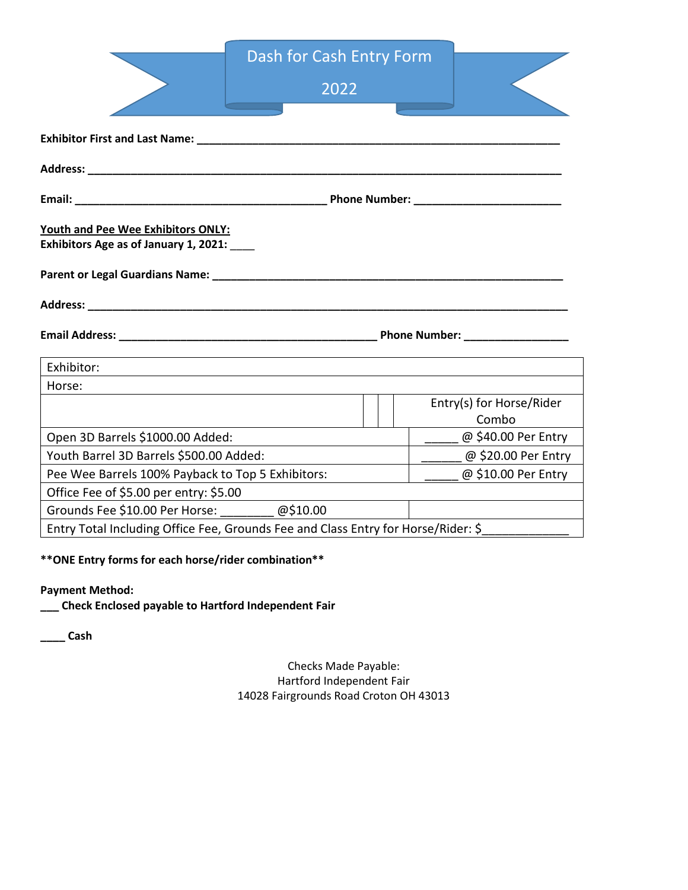# Dash for Cash Entry Form

# 2022

**Exhibitor First and Last Name:** ____________________________________________________________

**Address:** ______________________________________________________________________________

**Email:** __________________________________________ **Phone Number:** ________________________

**Youth and Pee Wee Exhibitors ONLY:**
**Exhibitors Age as of January 1, 2021:** ____

**Parent or Legal Guardians Name:** ___________________________________________________________

**Address:** _______________________________________________________________________________

**Email Address:** ___________________________________________ **Phone Number:** _________________

| | |
|---|---|
| Exhibitor: | |
| Horse: | |
| | Entry(s) for Horse/Rider Combo |
| Open 3D Barrels $1000.00 Added: | _____ @ $40.00 Per Entry |
| Youth Barrel 3D Barrels $500.00 Added: | ______ @ $20.00 Per Entry |
| Pee Wee Barrels 100% Payback to Top 5 Exhibitors: | _____ @ $10.00 Per Entry |
| Office Fee of $5.00 per entry: $5.00 | |
| Grounds Fee $10.00 Per Horse: ________ @$10.00 | |
| Entry Total Including Office Fee, Grounds Fee and Class Entry for Horse/Rider: $_____________ | |

**\*\*ONE Entry forms for each horse/rider combination\*\***

**Payment Method:**
**___ Check Enclosed payable to Hartford Independent Fair**

**____ Cash**

Checks Made Payable:
Hartford Independent Fair
14028 Fairgrounds Road Croton OH 43013